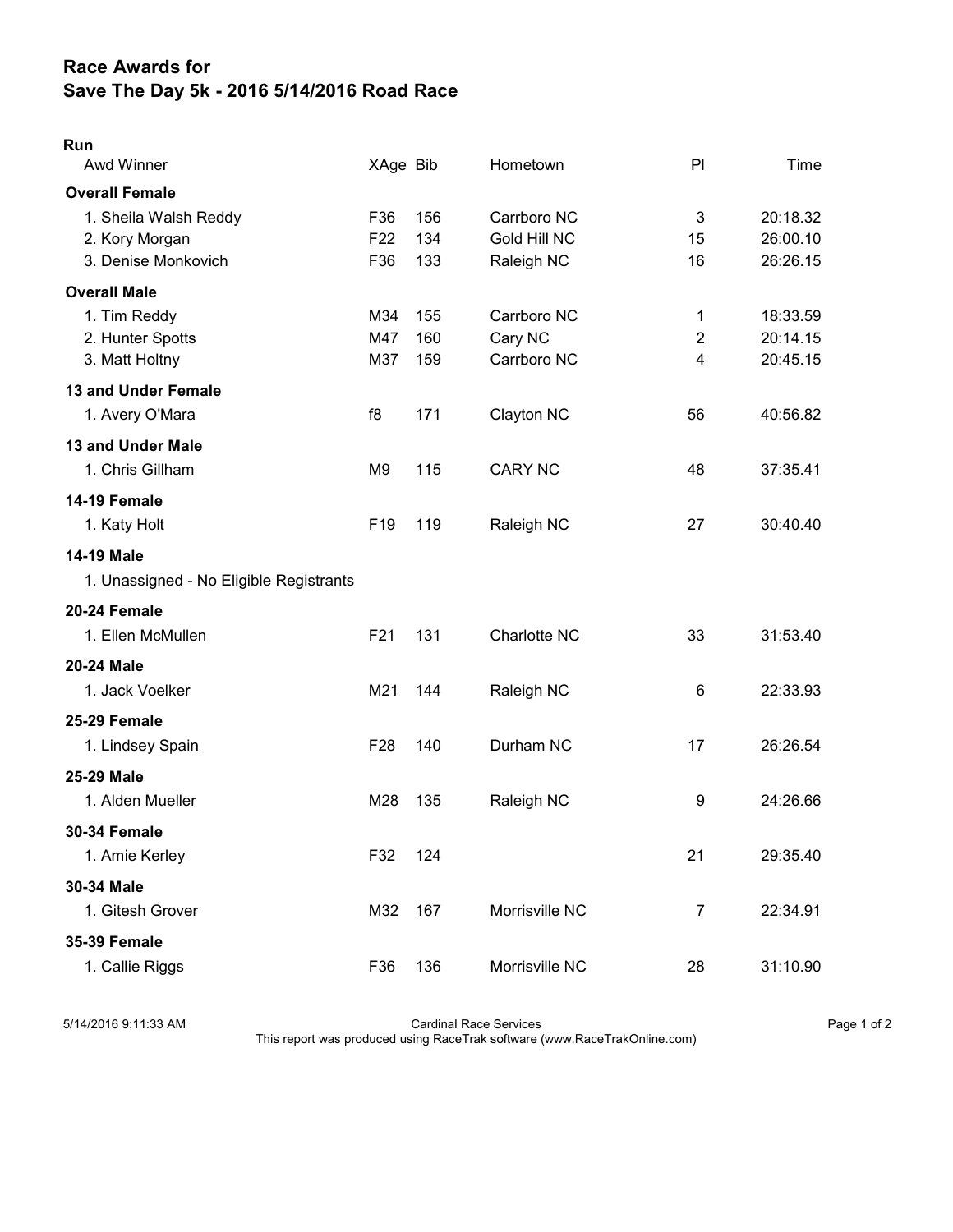# Race Awards for
# Save The Day 5k - 2016 5/14/2016 Road Race

**Run**

| Awd Winner | XAge | Bib | Hometown | Pl | Time |
|---|---|---|---|---|---|
| **Overall Female** | | | | | |
| 1. Sheila Walsh Reddy | F36 | 156 | Carrboro NC | 3 | 20:18.32 |
| 2. Kory Morgan | F22 | 134 | Gold Hill NC | 15 | 26:00.10 |
| 3. Denise Monkovich | F36 | 133 | Raleigh NC | 16 | 26:26.15 |
| **Overall Male** | | | | | |
| 1. Tim Reddy | M34 | 155 | Carrboro NC | 1 | 18:33.59 |
| 2. Hunter Spotts | M47 | 160 | Cary NC | 2 | 20:14.15 |
| 3. Matt Holtny | M37 | 159 | Carrboro NC | 4 | 20:45.15 |
| **13 and Under Female** | | | | | |
| 1. Avery O'Mara | f8 | 171 | Clayton NC | 56 | 40:56.82 |
| **13 and Under Male** | | | | | |
| 1. Chris Gillham | M9 | 115 | CARY NC | 48 | 37:35.41 |
| **14-19 Female** | | | | | |
| 1. Katy Holt | F19 | 119 | Raleigh NC | 27 | 30:40.40 |
| **14-19 Male** | | | | | |
| 1. Unassigned - No Eligible Registrants | | | | | |
| **20-24 Female** | | | | | |
| 1. Ellen McMullen | F21 | 131 | Charlotte NC | 33 | 31:53.40 |
| **20-24 Male** | | | | | |
| 1. Jack Voelker | M21 | 144 | Raleigh NC | 6 | 22:33.93 |
| **25-29 Female** | | | | | |
| 1. Lindsey Spain | F28 | 140 | Durham NC | 17 | 26:26.54 |
| **25-29 Male** | | | | | |
| 1. Alden Mueller | M28 | 135 | Raleigh NC | 9 | 24:26.66 |
| **30-34 Female** | | | | | |
| 1. Amie Kerley | F32 | 124 | | 21 | 29:35.40 |
| **30-34 Male** | | | | | |
| 1. Gitesh Grover | M32 | 167 | Morrisville NC | 7 | 22:34.91 |
| **35-39 Female** | | | | | |
| 1. Callie Riggs | F36 | 136 | Morrisville NC | 28 | 31:10.90 |

5/14/2016 9:11:33 AM

Cardinal Race Services
This report was produced using RaceTrak software (www.RaceTrakOnline.com)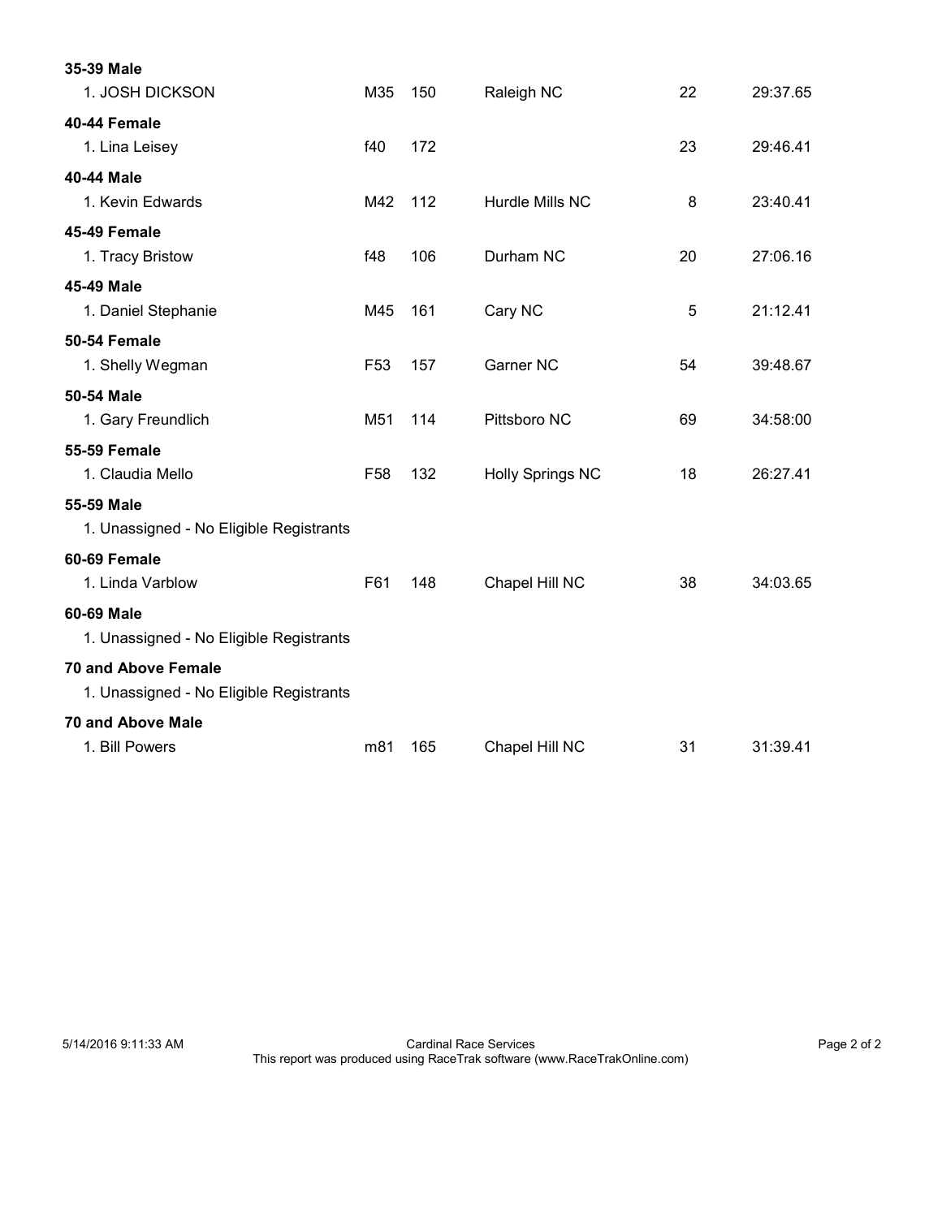**35-39 Male**

| | | | | | |
|---|---|---|---|---|---|
| 1. JOSH DICKSON | M35 | 150 | Raleigh NC | 22 | 29:37.65 |

**40-44 Female**

| | | | | | |
|---|---|---|---|---|---|
| 1. Lina Leisey | f40 | 172 | | 23 | 29:46.41 |

**40-44 Male**

| | | | | | |
|---|---|---|---|---|---|
| 1. Kevin Edwards | M42 | 112 | Hurdle Mills NC | 8 | 23:40.41 |

**45-49 Female**

| | | | | | |
|---|---|---|---|---|---|
| 1. Tracy Bristow | f48 | 106 | Durham NC | 20 | 27:06.16 |

**45-49 Male**

| | | | | | |
|---|---|---|---|---|---|
| 1. Daniel Stephanie | M45 | 161 | Cary NC | 5 | 21:12.41 |

**50-54 Female**

| | | | | | |
|---|---|---|---|---|---|
| 1. Shelly Wegman | F53 | 157 | Garner NC | 54 | 39:48.67 |

**50-54 Male**

| | | | | | |
|---|---|---|---|---|---|
| 1. Gary Freundlich | M51 | 114 | Pittsboro NC | 69 | 34:58:00 |

**55-59 Female**

| | | | | | |
|---|---|---|---|---|---|
| 1. Claudia Mello | F58 | 132 | Holly Springs NC | 18 | 26:27.41 |

**55-59 Male**

1. Unassigned - No Eligible Registrants

**60-69 Female**

| | | | | | |
|---|---|---|---|---|---|
| 1. Linda Varblow | F61 | 148 | Chapel Hill NC | 38 | 34:03.65 |

**60-69 Male**

1. Unassigned - No Eligible Registrants

**70 and Above Female**

1. Unassigned - No Eligible Registrants

**70 and Above Male**

| | | | | | |
|---|---|---|---|---|---|
| 1. Bill Powers | m81 | 165 | Chapel Hill NC | 31 | 31:39.41 |

5/14/2016 9:11:33 AM

Cardinal Race Services
This report was produced using RaceTrak software (www.RaceTrakOnline.com)